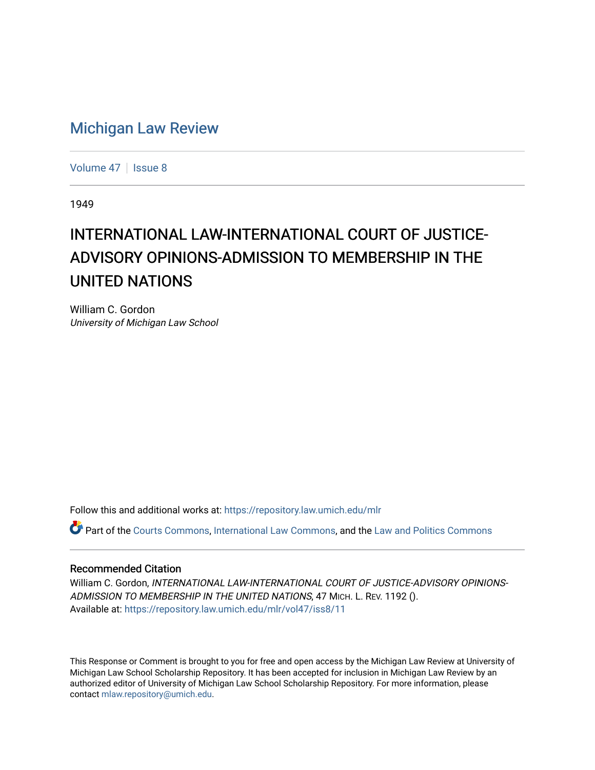# Michigan Law Review

Volume 47 | Issue 8

1949

# INTERNATIONAL LAW-INTERNATIONAL COURT OF JUSTICE-ADVISORY OPINIONS-ADMISSION TO MEMBERSHIP IN THE UNITED NATIONS

William C. Gordon
*University of Michigan Law School*

Follow this and additional works at: https://repository.law.umich.edu/mlr

Part of the Courts Commons, International Law Commons, and the Law and Politics Commons

## Recommended Citation

William C. Gordon, *INTERNATIONAL LAW-INTERNATIONAL COURT OF JUSTICE-ADVISORY OPINIONS-ADMISSION TO MEMBERSHIP IN THE UNITED NATIONS*, 47 MICH. L. REV. 1192 ().
Available at: https://repository.law.umich.edu/mlr/vol47/iss8/11

This Response or Comment is brought to you for free and open access by the Michigan Law Review at University of Michigan Law School Scholarship Repository. It has been accepted for inclusion in Michigan Law Review by an authorized editor of University of Michigan Law School Scholarship Repository. For more information, please contact mlaw.repository@umich.edu.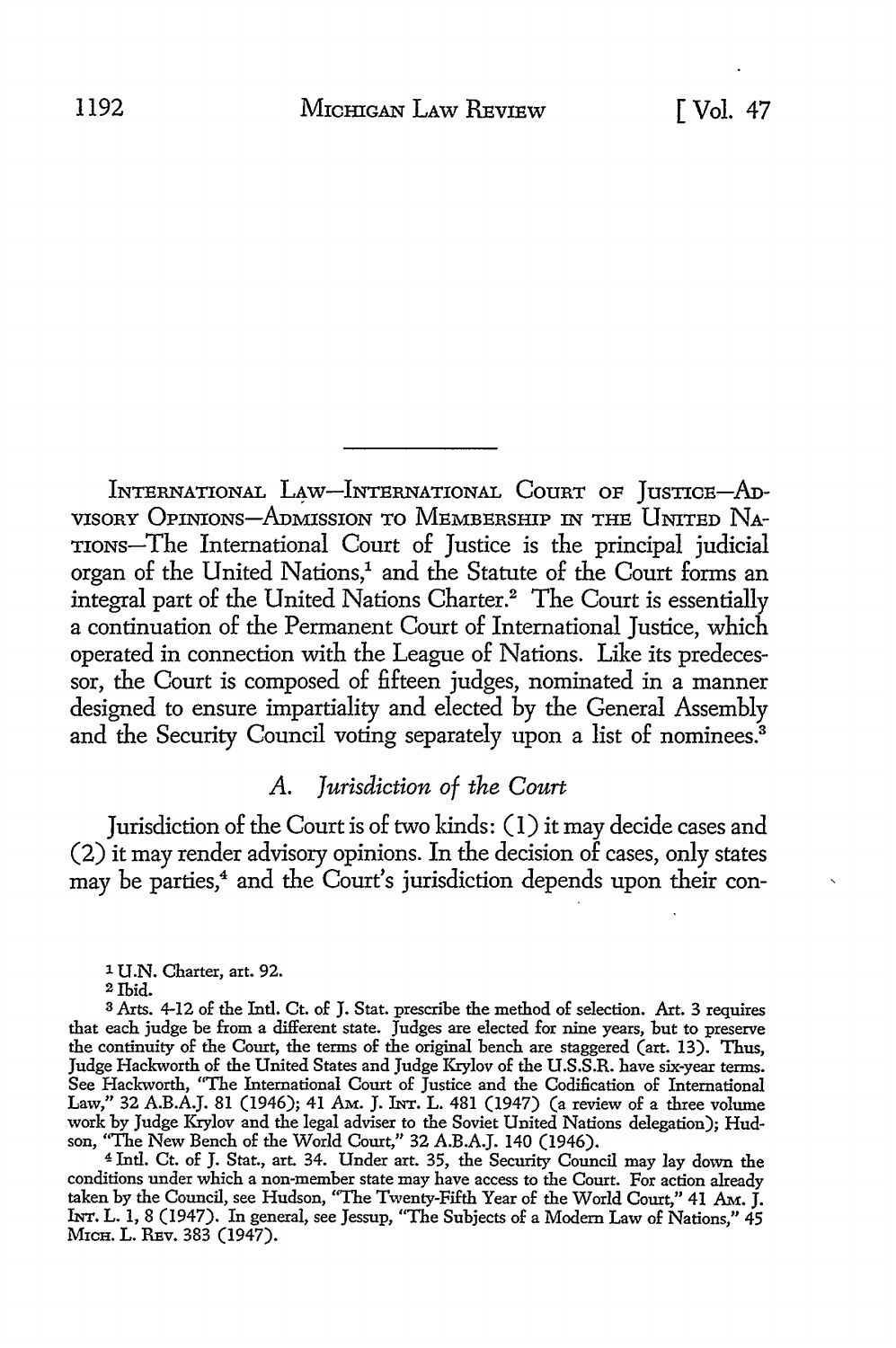INTERNATIONAL LAW—INTERNATIONAL COURT OF JUSTICE—ADVISORY OPINIONS—ADMISSION TO MEMBERSHIP IN THE UNITED NATIONS—The International Court of Justice is the principal judicial organ of the United Nations,[1] and the Statute of the Court forms an integral part of the United Nations Charter.[2] The Court is essentially a continuation of the Permanent Court of International Justice, which operated in connection with the League of Nations. Like its predecessor, the Court is composed of fifteen judges, nominated in a manner designed to ensure impartiality and elected by the General Assembly and the Security Council voting separately upon a list of nominees.[3]

## A. *Jurisdiction of the Court*

Jurisdiction of the Court is of two kinds: (1) it may decide cases and (2) it may render advisory opinions. In the decision of cases, only states may be parties,[4] and the Court's jurisdiction depends upon their con-

---

[1] U.N. Charter, art. 92.

[2] Ibid.

[3] Arts. 4-12 of the Intl. Ct. of J. Stat. prescribe the method of selection. Art. 3 requires that each judge be from a different state. Judges are elected for nine years, but to preserve the continuity of the Court, the terms of the original bench are staggered (art. 13). Thus, Judge Hackworth of the United States and Judge Krylov of the U.S.S.R. have six-year terms. See Hackworth, "The International Court of Justice and the Codification of International Law," 32 A.B.A.J. 81 (1946); 41 AM. J. INT. L. 481 (1947) (a review of a three volume work by Judge Krylov and the legal adviser to the Soviet United Nations delegation); Hudson, "The New Bench of the World Court," 32 A.B.A.J. 140 (1946).

[4] Intl. Ct. of J. Stat., art. 34. Under art. 35, the Security Council may lay down the conditions under which a non-member state may have access to the Court. For action already taken by the Council, see Hudson, "The Twenty-Fifth Year of the World Court," 41 AM. J. INT. L. 1, 8 (1947). In general, see Jessup, "The Subjects of a Modern Law of Nations," 45 MICH. L. REV. 383 (1947).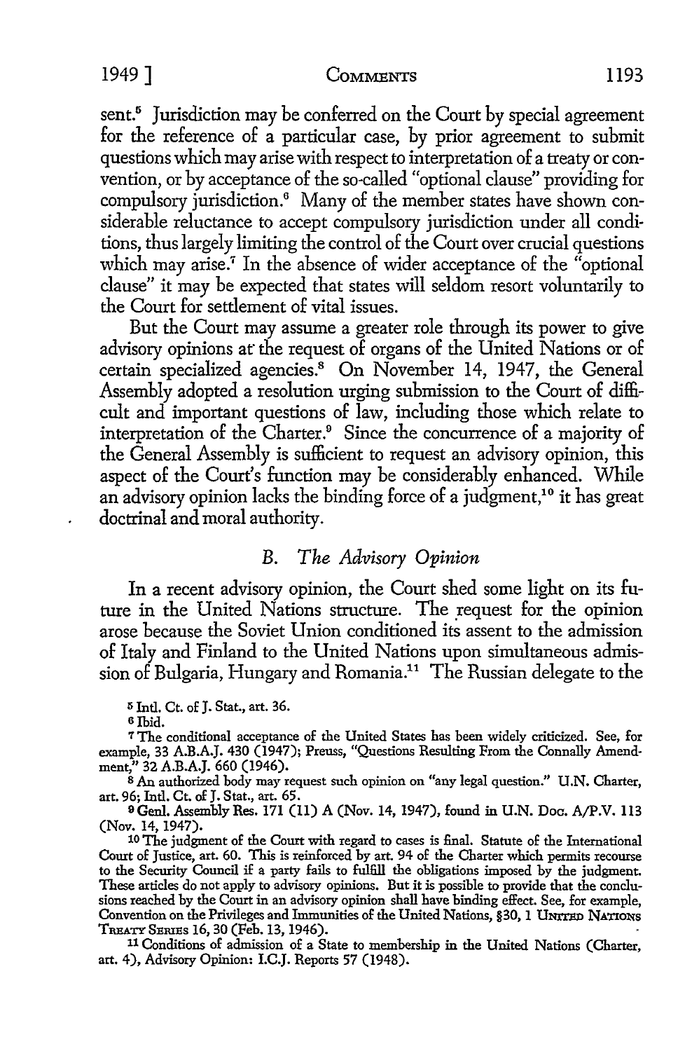sent.[5] Jurisdiction may be conferred on the Court by special agreement for the reference of a particular case, by prior agreement to submit questions which may arise with respect to interpretation of a treaty or convention, or by acceptance of the so-called "optional clause" providing for compulsory jurisdiction.[6] Many of the member states have shown considerable reluctance to accept compulsory jurisdiction under all conditions, thus largely limiting the control of the Court over crucial questions which may arise.[7] In the absence of wider acceptance of the "optional clause" it may be expected that states will seldom resort voluntarily to the Court for settlement of vital issues.

But the Court may assume a greater role through its power to give advisory opinions at the request of organs of the United Nations or of certain specialized agencies.[8] On November 14, 1947, the General Assembly adopted a resolution urging submission to the Court of difficult and important questions of law, including those which relate to interpretation of the Charter.[9] Since the concurrence of a majority of the General Assembly is sufficient to request an advisory opinion, this aspect of the Court's function may be considerably enhanced. While an advisory opinion lacks the binding force of a judgment,[10] it has great doctrinal and moral authority.

### *B. The Advisory Opinion*

In a recent advisory opinion, the Court shed some light on its future in the United Nations structure. The request for the opinion arose because the Soviet Union conditioned its assent to the admission of Italy and Finland to the United Nations upon simultaneous admission of Bulgaria, Hungary and Romania.[11] The Russian delegate to the

---

[5] Intl. Ct. of J. Stat., art. 36.

[6] Ibid.

[7] The conditional acceptance of the United States has been widely criticized. See, for example, 33 A.B.A.J. 430 (1947); Preuss, "Questions Resulting From the Connally Amendment," 32 A.B.A.J. 660 (1946).

[8] An authorized body may request such opinion on "any legal question." U.N. Charter, art. 96; Intl. Ct. of J. Stat., art. 65.

[9] Genl. Assembly Res. 171 (II) A (Nov. 14, 1947), found in U.N. Doc. A/P.V. 113 (Nov. 14, 1947).

[10] The judgment of the Court with regard to cases is final. Statute of the International Court of Justice, art. 60. This is reinforced by art. 94 of the Charter which permits recourse to the Security Council if a party fails to fulfill the obligations imposed by the judgment. These articles do not apply to advisory opinions. But it is possible to provide that the conclusions reached by the Court in an advisory opinion shall have binding effect. See, for example, Convention on the Privileges and Immunities of the United Nations, §30, 1 UNITED NATIONS TREATY SERIES 16, 30 (Feb. 13, 1946).

[11] Conditions of admission of a State to membership in the United Nations (Charter, art. 4), Advisory Opinion: I.C.J. Reports 57 (1948).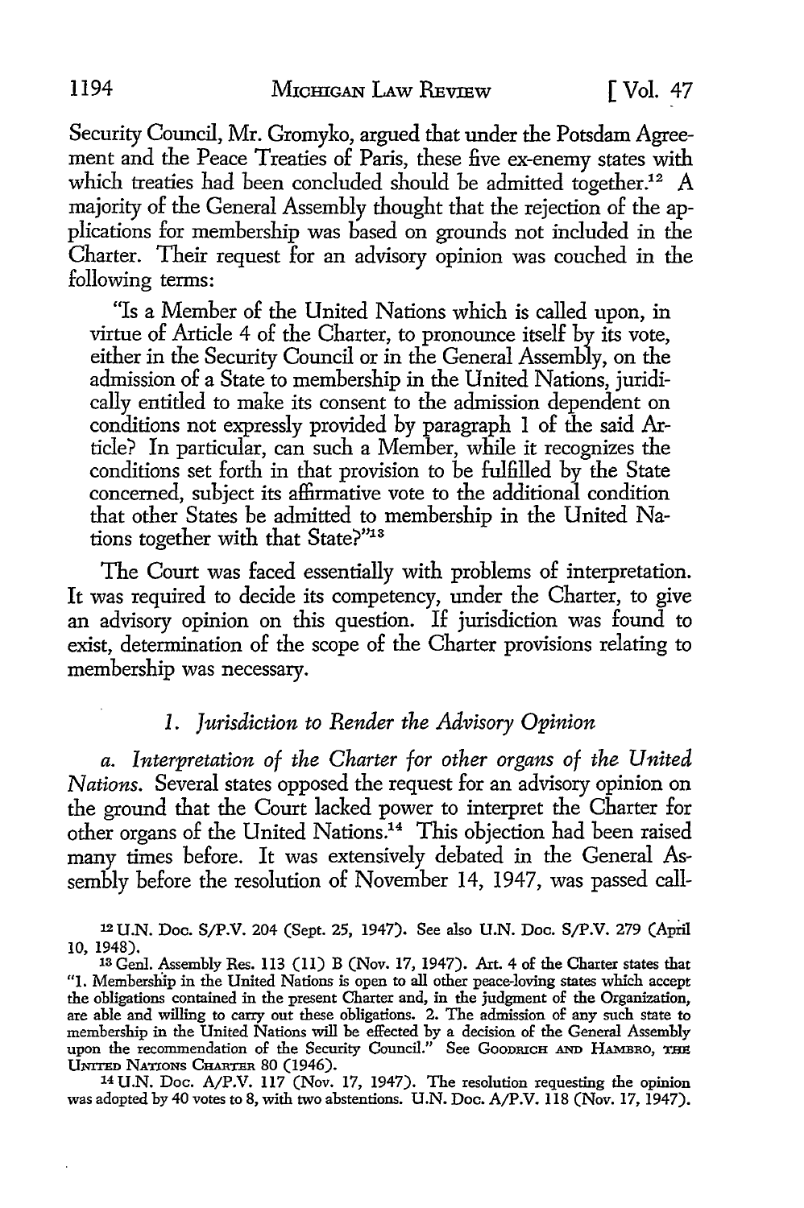Security Council, Mr. Gromyko, argued that under the Potsdam Agreement and the Peace Treaties of Paris, these five ex-enemy states with which treaties had been concluded should be admitted together.[12] A majority of the General Assembly thought that the rejection of the applications for membership was based on grounds not included in the Charter. Their request for an advisory opinion was couched in the following terms:

> "Is a Member of the United Nations which is called upon, in virtue of Article 4 of the Charter, to pronounce itself by its vote, either in the Security Council or in the General Assembly, on the admission of a State to membership in the United Nations, juridically entitled to make its consent to the admission dependent on conditions not expressly provided by paragraph 1 of the said Article? In particular, can such a Member, while it recognizes the conditions set forth in that provision to be fulfilled by the State concerned, subject its affirmative vote to the additional condition that other States be admitted to membership in the United Nations together with that State?"[13]

The Court was faced essentially with problems of interpretation. It was required to decide its competency, under the Charter, to give an advisory opinion on this question. If jurisdiction was found to exist, determination of the scope of the Charter provisions relating to membership was necessary.

### *1. Jurisdiction to Render the Advisory Opinion*

*a. Interpretation of the Charter for other organs of the United Nations.* Several states opposed the request for an advisory opinion on the ground that the Court lacked power to interpret the Charter for other organs of the United Nations.[14] This objection had been raised many times before. It was extensively debated in the General Assembly before the resolution of November 14, 1947, was passed call-

---

[12] U.N. Doc. S/P.V. 204 (Sept. 25, 1947). See also U.N. Doc. S/P.V. 279 (April 10, 1948).

[13] Genl. Assembly Res. 113 (II) B (Nov. 17, 1947). Art. 4 of the Charter states that "1. Membership in the United Nations is open to all other peace-loving states which accept the obligations contained in the present Charter and, in the judgment of the Organization, are able and willing to carry out these obligations. 2. The admission of any such state to membership in the United Nations will be effected by a decision of the General Assembly upon the recommendation of the Security Council." See GOODRICH AND HAMBRO, THE UNITED NATIONS CHARTER 80 (1946).

[14] U.N. Doc. A/P.V. 117 (Nov. 17, 1947). The resolution requesting the opinion was adopted by 40 votes to 8, with two abstentions. U.N. Doc. A/P.V. 118 (Nov. 17, 1947).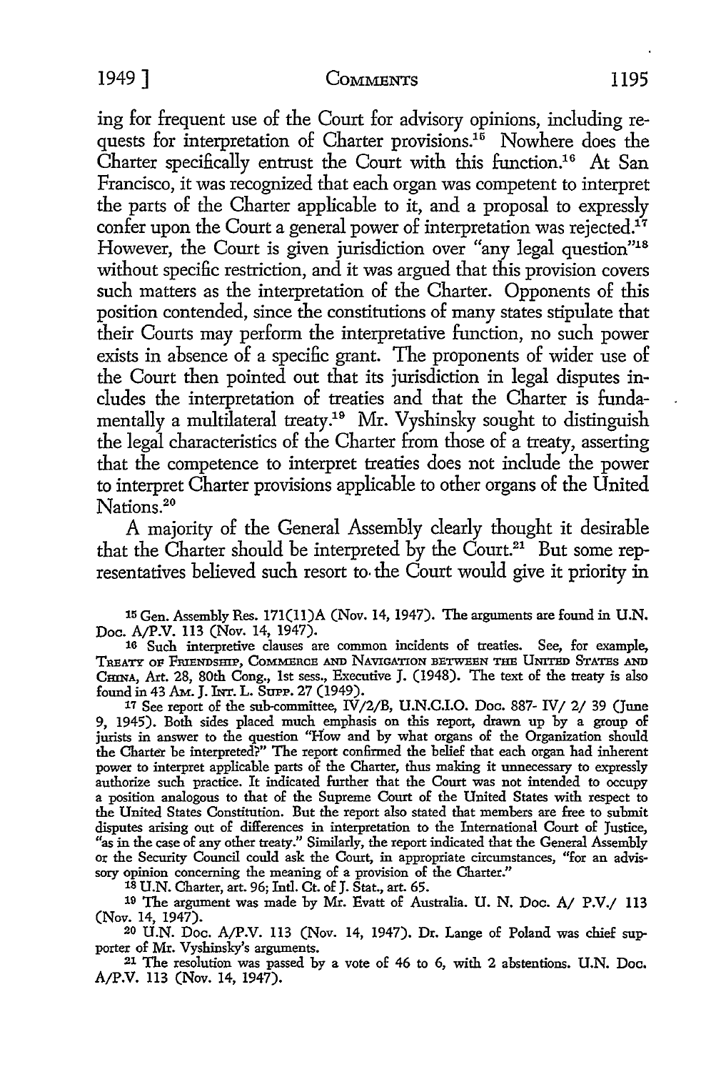ing for frequent use of the Court for advisory opinions, including requests for interpretation of Charter provisions.[15] Nowhere does the Charter specifically entrust the Court with this function.[16] At San Francisco, it was recognized that each organ was competent to interpret the parts of the Charter applicable to it, and a proposal to expressly confer upon the Court a general power of interpretation was rejected.[17] However, the Court is given jurisdiction over "any legal question"[18] without specific restriction, and it was argued that this provision covers such matters as the interpretation of the Charter. Opponents of this position contended, since the constitutions of many states stipulate that their Courts may perform the interpretative function, no such power exists in absence of a specific grant. The proponents of wider use of the Court then pointed out that its jurisdiction in legal disputes includes the interpretation of treaties and that the Charter is fundamentally a multilateral treaty.[19] Mr. Vyshinsky sought to distinguish the legal characteristics of the Charter from those of a treaty, asserting that the competence to interpret treaties does not include the power to interpret Charter provisions applicable to other organs of the United Nations.[20]

A majority of the General Assembly clearly thought it desirable that the Charter should be interpreted by the Court.[21] But some representatives believed such resort to the Court would give it priority in

[15] Gen. Assembly Res. 171(11)A (Nov. 14, 1947). The arguments are found in U.N. Doc. A/P.V. 113 (Nov. 14, 1947).

[16] Such interpretive clauses are common incidents of treaties. See, for example, TREATY OF FRIENDSHIP, COMMERCE AND NAVIGATION BETWEEN THE UNITED STATES AND CHINA, Art. 28, 80th Cong., 1st sess., Executive J. (1948). The text of the treaty is also found in 43 AM. J. INT. L. SUPP. 27 (1949).

[17] See report of the sub-committee, IV/2/B, U.N.C.I.O. Doc. 887- IV/ 2/ 39 (June 9, 1945). Both sides placed much emphasis on this report, drawn up by a group of jurists in answer to the question "How and by what organs of the Organization should the Charter be interpreted?" The report confirmed the belief that each organ had inherent power to interpret applicable parts of the Charter, thus making it unnecessary to expressly authorize such practice. It indicated further that the Court was not intended to occupy a position analogous to that of the Supreme Court of the United States with respect to the United States Constitution. But the report also stated that members are free to submit disputes arising out of differences in interpretation to the International Court of Justice, "as in the case of any other treaty." Similarly, the report indicated that the General Assembly or the Security Council could ask the Court, in appropriate circumstances, "for an advissory opinion concerning the meaning of a provision of the Charter."

[18] U.N. Charter, art. 96; Intl. Ct. of J. Stat., art. 65.

[19] The argument was made by Mr. Evatt of Australia. U. N. Doc. A/ P.V./ 113 (Nov. 14, 1947).

[20] U.N. Doc. A/P.V. 113 (Nov. 14, 1947). Dr. Lange of Poland was chief supporter of Mr. Vyshinsky's arguments.

[21] The resolution was passed by a vote of 46 to 6, with 2 abstentions. U.N. Doc. A/P.V. 113 (Nov. 14, 1947).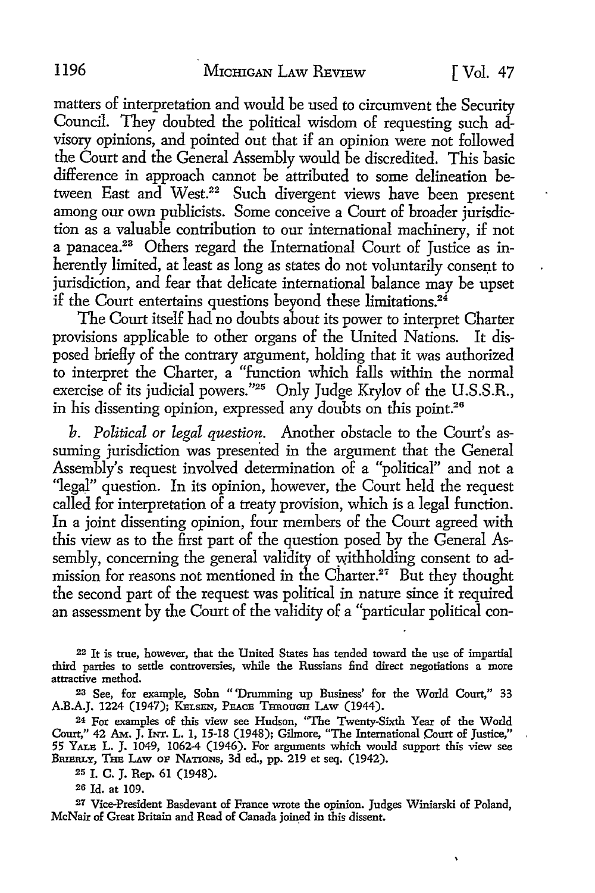matters of interpretation and would be used to circumvent the Security Council. They doubted the political wisdom of requesting such advisory opinions, and pointed out that if an opinion were not followed the Court and the General Assembly would be discredited. This basic difference in approach cannot be attributed to some delineation between East and West.[22] Such divergent views have been present among our own publicists. Some conceive a Court of broader jurisdiction as a valuable contribution to our international machinery, if not a panacea.[23] Others regard the International Court of Justice as inherently limited, at least as long as states do not voluntarily consent to jurisdiction, and fear that delicate international balance may be upset if the Court entertains questions beyond these limitations.[24]

The Court itself had no doubts about its power to interpret Charter provisions applicable to other organs of the United Nations. It disposed briefly of the contrary argument, holding that it was authorized to interpret the Charter, a "function which falls within the normal exercise of its judicial powers."[25] Only Judge Krylov of the U.S.S.R., in his dissenting opinion, expressed any doubts on this point.[26]

*b. Political or legal question.* Another obstacle to the Court's assuming jurisdiction was presented in the argument that the General Assembly's request involved determination of a "political" and not a "legal" question. In its opinion, however, the Court held the request called for interpretation of a treaty provision, which is a legal function. In a joint dissenting opinion, four members of the Court agreed with this view as to the first part of the question posed by the General Assembly, concerning the general validity of withholding consent to admission for reasons not mentioned in the Charter.[27] But they thought the second part of the request was political in nature since it required an assessment by the Court of the validity of a "particular political con-

---

[22] It is true, however, that the United States has tended toward the use of impartial third parties to settle controversies, while the Russians find direct negotiations a more attractive method.

[23] See, for example, Sohn "'Drumming up Business' for the World Court," 33 A.B.A.J. 1224 (1947); KELSEN, PEACE THROUGH LAW (1944).

[24] For examples of this view see Hudson, "The Twenty-Sixth Year of the World Court," 42 AM. J. INT. L. 1, 15-18 (1948); Gilmore, "The International Court of Justice," 55 YALE L. J. 1049, 1062-4 (1946). For arguments which would support this view see BRIERLY, THE LAW OF NATIONS, 3d ed., pp. 219 et seq. (1942).

[25] I. C. J. Rep. 61 (1948).

[26] Id. at 109.

[27] Vice-President Basdevant of France wrote the opinion. Judges Winiarski of Poland, McNair of Great Britain and Read of Canada joined in this dissent.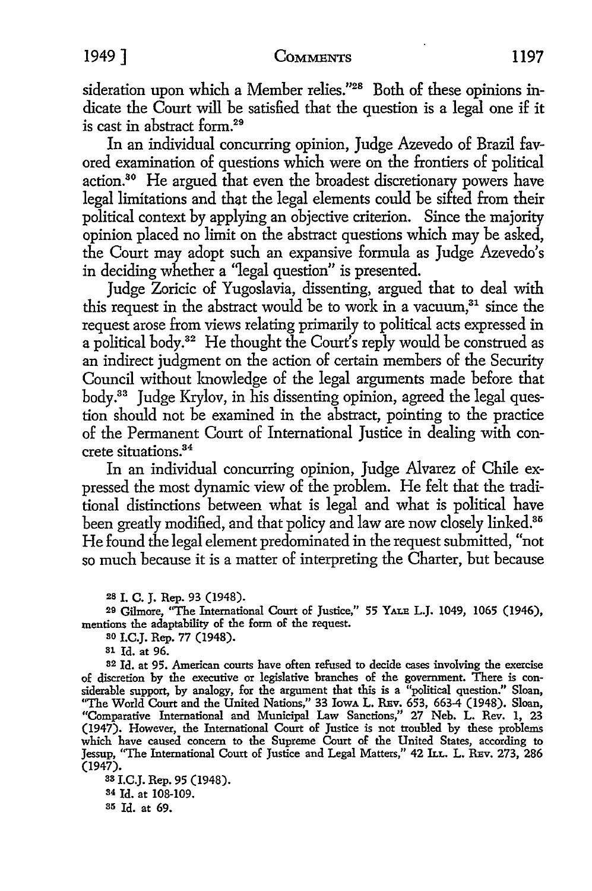sideration upon which a Member relies."[28] Both of these opinions indicate the Court will be satisfied that the question is a legal one if it is cast in abstract form.[29]

In an individual concurring opinion, Judge Azevedo of Brazil favored examination of questions which were on the frontiers of political action.[30] He argued that even the broadest discretionary powers have legal limitations and that the legal elements could be sifted from their political context by applying an objective criterion. Since the majority opinion placed no limit on the abstract questions which may be asked, the Court may adopt such an expansive formula as Judge Azevedo's in deciding whether a "legal question" is presented.

Judge Zoricic of Yugoslavia, dissenting, argued that to deal with this request in the abstract would be to work in a vacuum,[31] since the request arose from views relating primarily to political acts expressed in a political body.[32] He thought the Court's reply would be construed as an indirect judgment on the action of certain members of the Security Council without knowledge of the legal arguments made before that body.[33] Judge Krylov, in his dissenting opinion, agreed the legal question should not be examined in the abstract, pointing to the practice of the Permanent Court of International Justice in dealing with concrete situations.[34]

In an individual concurring opinion, Judge Alvarez of Chile expressed the most dynamic view of the problem. He felt that the traditional distinctions between what is legal and what is political have been greatly modified, and that policy and law are now closely linked.[35] He found the legal element predominated in the request submitted, "not so much because it is a matter of interpreting the Charter, but because

[28] I. C. J. Rep. 93 (1948).

[29] Gilmore, "The International Court of Justice," 55 YALE L.J. 1049, 1065 (1946), mentions the adaptability of the form of the request.

[30] I.C.J. Rep. 77 (1948).

[31] Id. at 96.

[32] Id. at 95. American courts have often refused to decide cases involving the exercise of discretion by the executive or legislative branches of the government. There is considerable support, by analogy, for the argument that this is a "political question." Sloan, "The World Court and the United Nations," 33 IOWA L. REV. 653, 663-4 (1948). Sloan, "Comparative International and Municipal Law Sanctions," 27 Neb. L. Rev. 1, 23 (1947). However, the International Court of Justice is not troubled by these problems which have caused concern to the Supreme Court of the United States, according to Jessup, "The International Court of Justice and Legal Matters," 42 ILL. L. REV. 273, 286 (1947).

[33] I.C.J. Rep. 95 (1948).

[34] Id. at 108-109.

[35] Id. at 69.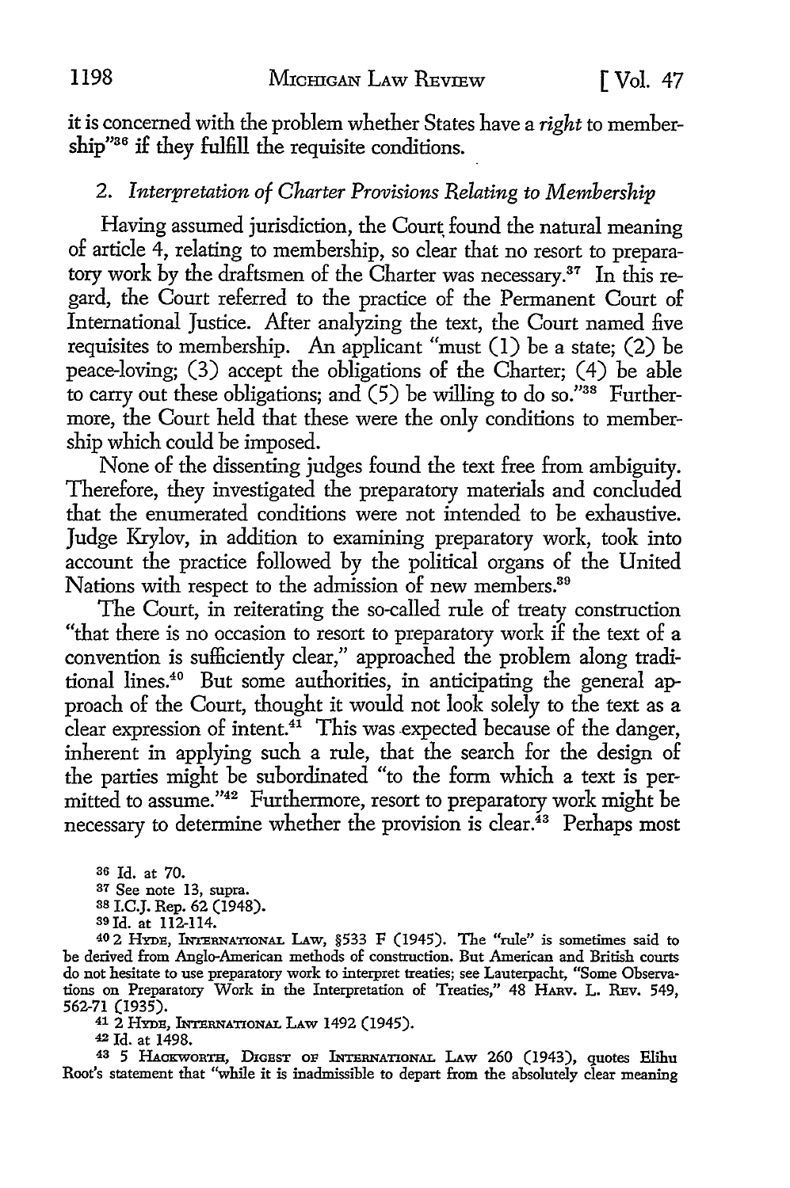it is concerned with the problem whether States have a *right* to membership"[36] if they fulfill the requisite conditions.

## 2. *Interpretation of Charter Provisions Relating to Membership*

Having assumed jurisdiction, the Court found the natural meaning of article 4, relating to membership, so clear that no resort to preparatory work by the draftsmen of the Charter was necessary.[37] In this regard, the Court referred to the practice of the Permanent Court of International Justice. After analyzing the text, the Court named five requisites to membership. An applicant "must (1) be a state; (2) be peace-loving; (3) accept the obligations of the Charter; (4) be able to carry out these obligations; and (5) be willing to do so."[38] Furthermore, the Court held that these were the only conditions to membership which could be imposed.

None of the dissenting judges found the text free from ambiguity. Therefore, they investigated the preparatory materials and concluded that the enumerated conditions were not intended to be exhaustive. Judge Krylov, in addition to examining preparatory work, took into account the practice followed by the political organs of the United Nations with respect to the admission of new members.[39]

The Court, in reiterating the so-called rule of treaty construction "that there is no occasion to resort to preparatory work if the text of a convention is sufficiently clear," approached the problem along traditional lines.[40] But some authorities, in anticipating the general approach of the Court, thought it would not look solely to the text as a clear expression of intent.[41] This was expected because of the danger, inherent in applying such a rule, that the search for the design of the parties might be subordinated "to the form which a text is permitted to assume."[42] Furthermore, resort to preparatory work might be necessary to determine whether the provision is clear.[43] Perhaps most

---

[36] Id. at 70.

[37] See note 13, supra.

[38] I.C.J. Rep. 62 (1948).

[39] Id. at 112-114.

[40] 2 HYDE, INTERNATIONAL LAW, §533 F (1945). The "rule" is sometimes said to be derived from Anglo-American methods of construction. But American and British courts do not hesitate to use preparatory work to interpret treaties; see Lauterpacht, "Some Observations on Preparatory Work in the Interpretation of Treaties," 48 HARV. L. REV. 549, 562-71 (1935).

[41] 2 HYDE, INTERNATIONAL LAW 1492 (1945).

[42] Id. at 1498.

[43] 5 HACKWORTH, DIGEST OF INTERNATIONAL LAW 260 (1943), quotes Elihu Root's statement that "while it is inadmissible to depart from the absolutely clear meaning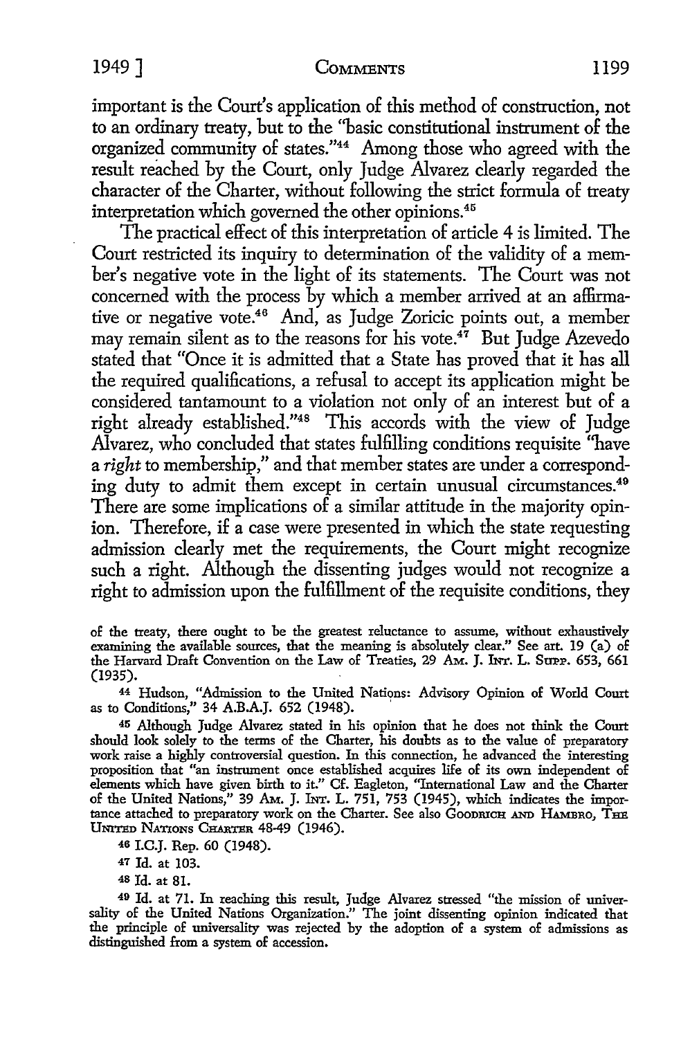important is the Court's application of this method of construction, not to an ordinary treaty, but to the "basic constitutional instrument of the organized community of states."[44] Among those who agreed with the result reached by the Court, only Judge Alvarez clearly regarded the character of the Charter, without following the strict formula of treaty interpretation which governed the other opinions.[45]

The practical effect of this interpretation of article 4 is limited. The Court restricted its inquiry to determination of the validity of a member's negative vote in the light of its statements. The Court was not concerned with the process by which a member arrived at an affirmative or negative vote.[46] And, as Judge Zoricic points out, a member may remain silent as to the reasons for his vote.[47] But Judge Azevedo stated that "Once it is admitted that a State has proved that it has all the required qualifications, a refusal to accept its application might be considered tantamount to a violation not only of an interest but of a right already established."[48] This accords with the view of Judge Alvarez, who concluded that states fulfilling conditions requisite "have a *right* to membership," and that member states are under a corresponding duty to admit them except in certain unusual circumstances.[49] There are some implications of a similar attitude in the majority opinion. Therefore, if a case were presented in which the state requesting admission clearly met the requirements, the Court might recognize such a right. Although the dissenting judges would not recognize a right to admission upon the fulfillment of the requisite conditions, they

---

of the treaty, there ought to be the greatest reluctance to assume, without exhaustively examining the available sources, that the meaning is absolutely clear." See art. 19 (a) of the Harvard Draft Convention on the Law of Treaties, 29 Am. J. Int. L. Supp. 653, 661 (1935).

44 Hudson, "Admission to the United Nations: Advisory Opinion of World Court as to Conditions," 34 A.B.A.J. 652 (1948).

45 Although Judge Alvarez stated in his opinion that he does not think the Court should look solely to the terms of the Charter, his doubts as to the value of preparatory work raise a highly controversial question. In this connection, he advanced the interesting proposition that "an instrument once established acquires life of its own independent of elements which have given birth to it." Cf. Eagleton, "International Law and the Charter of the United Nations," 39 Am. J. Int. L. 751, 753 (1945), which indicates the importance attached to preparatory work on the Charter. See also Goodrich and Hambro, The United Nations Charter 48-49 (1946).

46 I.C.J. Rep. 60 (1948).

47 Id. at 103.

48 Id. at 81.

49 Id. at 71. In reaching this result, Judge Alvarez stressed "the mission of universality of the United Nations Organization." The joint dissenting opinion indicated that the principle of universality was rejected by the adoption of a system of admissions as distinguished from a system of accession.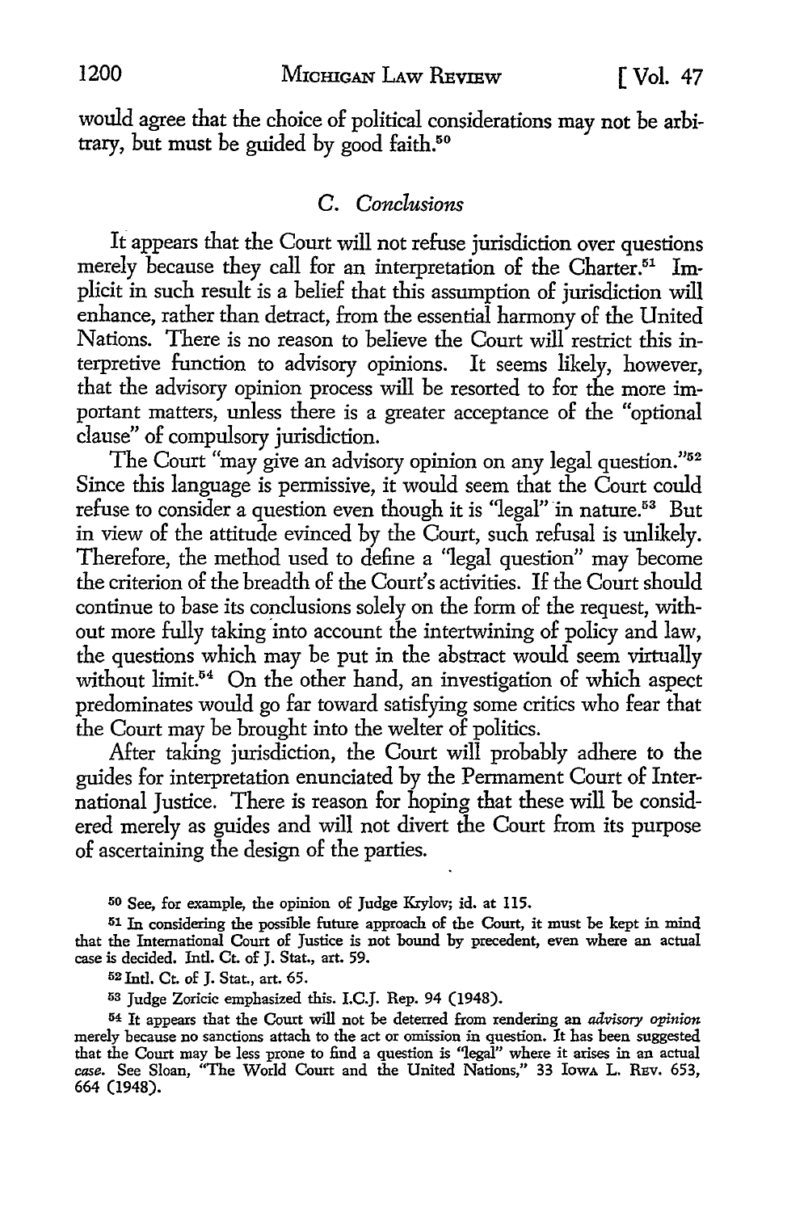would agree that the choice of political considerations may not be arbitrary, but must be guided by good faith.[50]

### *C. Conclusions*

It appears that the Court will not refuse jurisdiction over questions merely because they call for an interpretation of the Charter.[51] Implicit in such result is a belief that this assumption of jurisdiction will enhance, rather than detract, from the essential harmony of the United Nations. There is no reason to believe the Court will restrict this interpretive function to advisory opinions. It seems likely, however, that the advisory opinion process will be resorted to for the more important matters, unless there is a greater acceptance of the "optional clause" of compulsory jurisdiction.

The Court "may give an advisory opinion on any legal question."[52] Since this language is permissive, it would seem that the Court could refuse to consider a question even though it is "legal" in nature.[53] But in view of the attitude evinced by the Court, such refusal is unlikely. Therefore, the method used to define a "legal question" may become the criterion of the breadth of the Court's activities. If the Court should continue to base its conclusions solely on the form of the request, without more fully taking into account the intertwining of policy and law, the questions which may be put in the abstract would seem virtually without limit.[54] On the other hand, an investigation of which aspect predominates would go far toward satisfying some critics who fear that the Court may be brought into the welter of politics.

After taking jurisdiction, the Court will probably adhere to the guides for interpretation enunciated by the Permament Court of International Justice. There is reason for hoping that these will be considered merely as guides and will not divert the Court from its purpose of ascertaining the design of the parties.

---

[50] See, for example, the opinion of Judge Krylov; id. at 115.

[51] In considering the possible future approach of the Court, it must be kept in mind that the International Court of Justice is not bound by precedent, even where an actual case is decided. Intl. Ct. of J. Stat., art. 59.

[52] Intl. Ct. of J. Stat., art. 65.

[53] Judge Zoricic emphasized this. I.C.J. Rep. 94 (1948).

[54] It appears that the Court will not be deterred from rendering an *advisory opinion* merely because no sanctions attach to the act or omission in question. It has been suggested that the Court may be less prone to find a question is "legal" where it arises in an actual *case*. See Sloan, "The World Court and the United Nations," 33 Iowa L. Rev. 653, 664 (1948).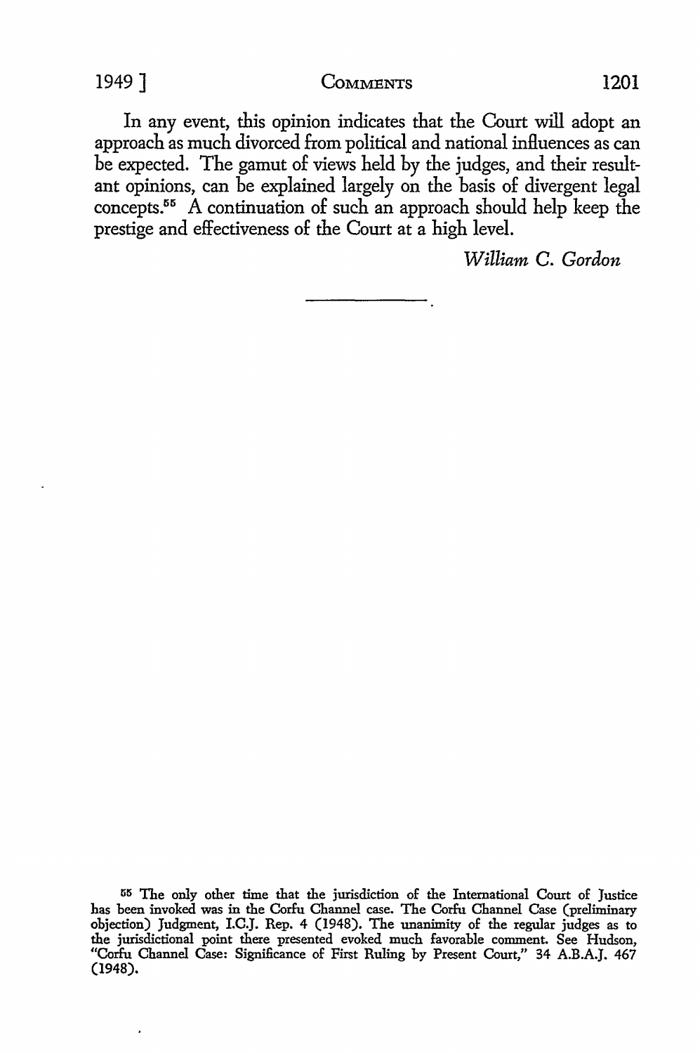In any event, this opinion indicates that the Court will adopt an approach as much divorced from political and national influences as can be expected. The gamut of views held by the judges, and their resultant opinions, can be explained largely on the basis of divergent legal concepts.[55] A continuation of such an approach should help keep the prestige and effectiveness of the Court at a high level.

*William C. Gordon*

---

[55] The only other time that the jurisdiction of the International Court of Justice has been invoked was in the Corfu Channel case. The Corfu Channel Case (preliminary objection) Judgment, I.C.J. Rep. 4 (1948). The unanimity of the regular judges as to the jurisdictional point there presented evoked much favorable comment. See Hudson, "Corfu Channel Case: Significance of First Ruling by Present Court," 34 A.B.A.J. 467 (1948).